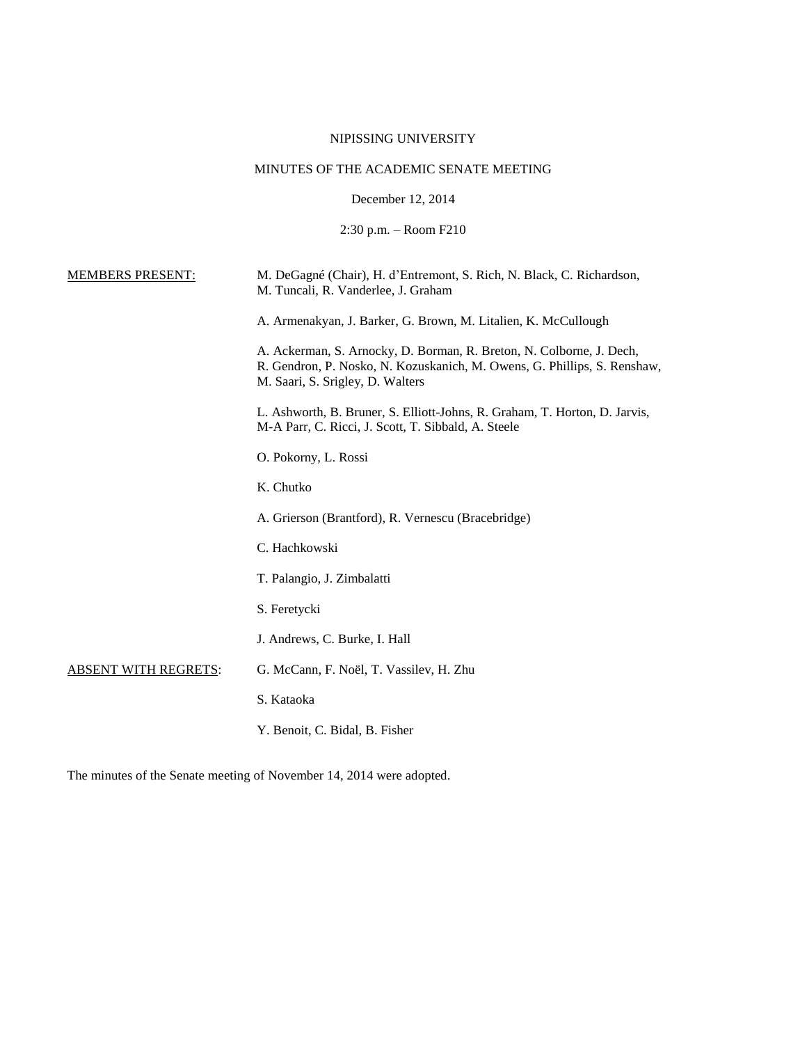NIPISSING UNIVERSITY

MINUTES OF THE ACADEMIC SENATE MEETING

December 12, 2014

2:30 p.m. – Room F210

<u>MEMBERS PRESENT:</u>

M. DeGagné (Chair), H. d'Entremont, S. Rich, N. Black, C. Richardson, M. Tuncali, R. Vanderlee, J. Graham

A. Armenakyan, J. Barker, G. Brown, M. Litalien, K. McCullough

A. Ackerman, S. Arnocky, D. Borman, R. Breton, N. Colborne, J. Dech, R. Gendron, P. Nosko, N. Kozuskanich, M. Owens, G. Phillips, S. Renshaw, M. Saari, S. Srigley, D. Walters

L. Ashworth, B. Bruner, S. Elliott-Johns, R. Graham, T. Horton, D. Jarvis, M-A Parr, C. Ricci, J. Scott, T. Sibbald, A. Steele

O. Pokorny, L. Rossi

K. Chutko

A. Grierson (Brantford), R. Vernescu (Bracebridge)

C. Hachkowski

T. Palangio, J. Zimbalatti

S. Feretycki

J. Andrews, C. Burke, I. Hall

<u>ABSENT WITH REGRETS</u>:

G. McCann, F. Noël, T. Vassilev, H. Zhu

S. Kataoka

Y. Benoit, C. Bidal, B. Fisher

The minutes of the Senate meeting of November 14, 2014 were adopted.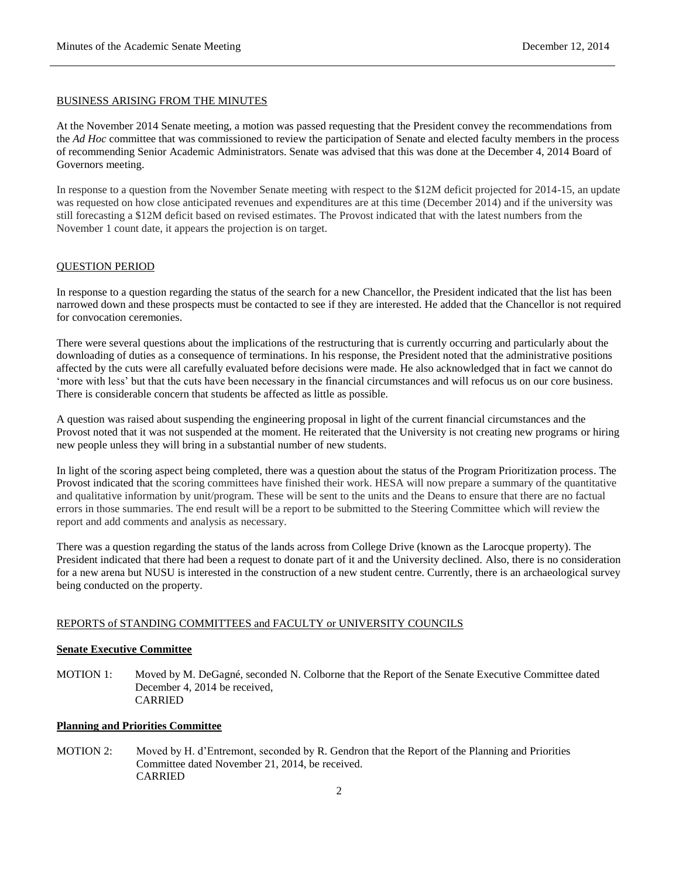## BUSINESS ARISING FROM THE MINUTES

At the November 2014 Senate meeting, a motion was passed requesting that the President convey the recommendations from the *Ad Hoc* committee that was commissioned to review the participation of Senate and elected faculty members in the process of recommending Senior Academic Administrators. Senate was advised that this was done at the December 4, 2014 Board of Governors meeting.

In response to a question from the November Senate meeting with respect to the $12M deficit projected for 2014-15, an update was requested on how close anticipated revenues and expenditures are at this time (December 2014) and if the university was still forecasting a $12M deficit based on revised estimates. The Provost indicated that with the latest numbers from the November 1 count date, it appears the projection is on target.

## QUESTION PERIOD

In response to a question regarding the status of the search for a new Chancellor, the President indicated that the list has been narrowed down and these prospects must be contacted to see if they are interested. He added that the Chancellor is not required for convocation ceremonies.

There were several questions about the implications of the restructuring that is currently occurring and particularly about the downloading of duties as a consequence of terminations. In his response, the President noted that the administrative positions affected by the cuts were all carefully evaluated before decisions were made. He also acknowledged that in fact we cannot do 'more with less' but that the cuts have been necessary in the financial circumstances and will refocus us on our core business. There is considerable concern that students be affected as little as possible.

A question was raised about suspending the engineering proposal in light of the current financial circumstances and the Provost noted that it was not suspended at the moment. He reiterated that the University is not creating new programs or hiring new people unless they will bring in a substantial number of new students.

In light of the scoring aspect being completed, there was a question about the status of the Program Prioritization process. The Provost indicated that the scoring committees have finished their work. HESA will now prepare a summary of the quantitative and qualitative information by unit/program. These will be sent to the units and the Deans to ensure that there are no factual errors in those summaries. The end result will be a report to be submitted to the Steering Committee which will review the report and add comments and analysis as necessary.

There was a question regarding the status of the lands across from College Drive (known as the Larocque property). The President indicated that there had been a request to donate part of it and the University declined. Also, there is no consideration for a new arena but NUSU is interested in the construction of a new student centre. Currently, there is an archaeological survey being conducted on the property.

## REPORTS of STANDING COMMITTEES and FACULTY or UNIVERSITY COUNCILS

### Senate Executive Committee

MOTION 1: Moved by M. DeGagné, seconded N. Colborne that the Report of the Senate Executive Committee dated December 4, 2014 be received,
CARRIED

### Planning and Priorities Committee

MOTION 2: Moved by H. d'Entremont, seconded by R. Gendron that the Report of the Planning and Priorities Committee dated November 21, 2014, be received.
CARRIED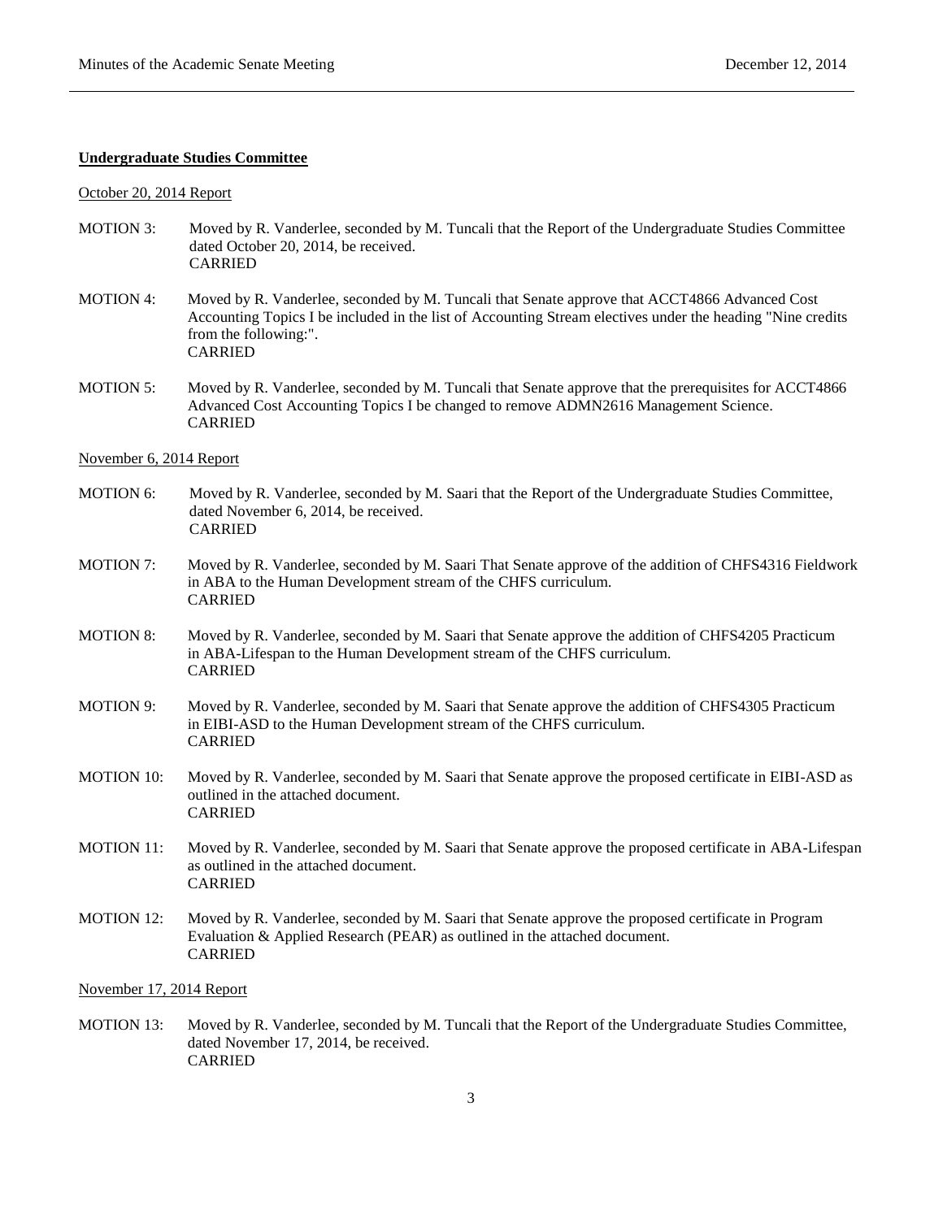**Undergraduate Studies Committee**

October 20, 2014 Report

MOTION 3: Moved by R. Vanderlee, seconded by M. Tuncali that the Report of the Undergraduate Studies Committee dated October 20, 2014, be received.
CARRIED

MOTION 4: Moved by R. Vanderlee, seconded by M. Tuncali that Senate approve that ACCT4866 Advanced Cost Accounting Topics I be included in the list of Accounting Stream electives under the heading "Nine credits from the following:".
CARRIED

MOTION 5: Moved by R. Vanderlee, seconded by M. Tuncali that Senate approve that the prerequisites for ACCT4866 Advanced Cost Accounting Topics I be changed to remove ADMN2616 Management Science.
CARRIED

November 6, 2014 Report

MOTION 6: Moved by R. Vanderlee, seconded by M. Saari that the Report of the Undergraduate Studies Committee, dated November 6, 2014, be received.
CARRIED

MOTION 7: Moved by R. Vanderlee, seconded by M. Saari That Senate approve of the addition of CHFS4316 Fieldwork in ABA to the Human Development stream of the CHFS curriculum.
CARRIED

MOTION 8: Moved by R. Vanderlee, seconded by M. Saari that Senate approve the addition of CHFS4205 Practicum in ABA-Lifespan to the Human Development stream of the CHFS curriculum.
CARRIED

MOTION 9: Moved by R. Vanderlee, seconded by M. Saari that Senate approve the addition of CHFS4305 Practicum in EIBI-ASD to the Human Development stream of the CHFS curriculum.
CARRIED

MOTION 10: Moved by R. Vanderlee, seconded by M. Saari that Senate approve the proposed certificate in EIBI-ASD as outlined in the attached document.
CARRIED

MOTION 11: Moved by R. Vanderlee, seconded by M. Saari that Senate approve the proposed certificate in ABA-Lifespan as outlined in the attached document.
CARRIED

MOTION 12: Moved by R. Vanderlee, seconded by M. Saari that Senate approve the proposed certificate in Program Evaluation & Applied Research (PEAR) as outlined in the attached document.
CARRIED

November 17, 2014 Report

MOTION 13: Moved by R. Vanderlee, seconded by M. Tuncali that the Report of the Undergraduate Studies Committee, dated November 17, 2014, be received.
CARRIED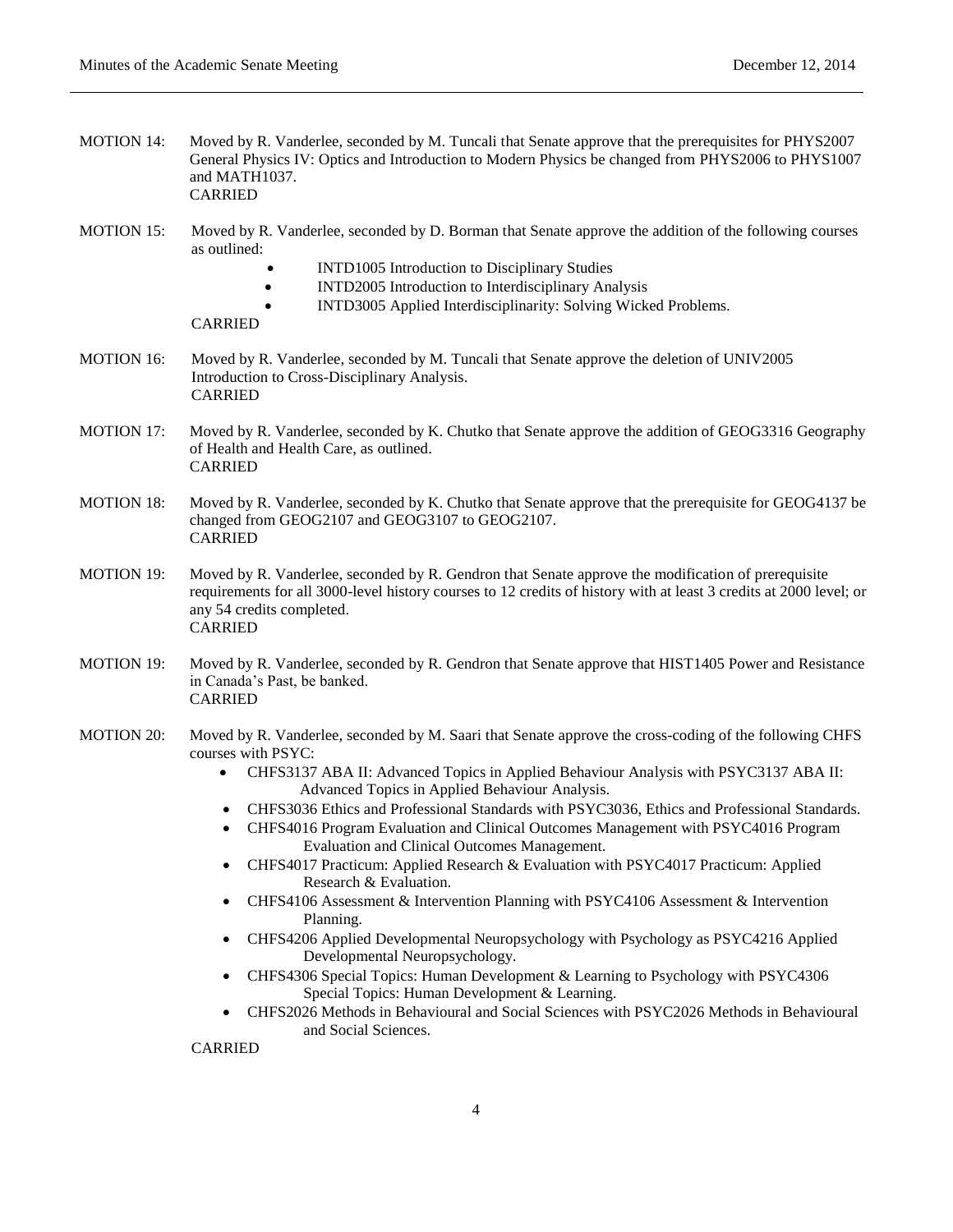MOTION 14: Moved by R. Vanderlee, seconded by M. Tuncali that Senate approve that the prerequisites for PHYS2007 General Physics IV: Optics and Introduction to Modern Physics be changed from PHYS2006 to PHYS1007 and MATH1037.
CARRIED

MOTION 15: Moved by R. Vanderlee, seconded by D. Borman that Senate approve the addition of the following courses as outlined:

- INTD1005 Introduction to Disciplinary Studies
- INTD2005 Introduction to Interdisciplinary Analysis
- INTD3005 Applied Interdisciplinarity: Solving Wicked Problems.

CARRIED

MOTION 16: Moved by R. Vanderlee, seconded by M. Tuncali that Senate approve the deletion of UNIV2005 Introduction to Cross-Disciplinary Analysis.
CARRIED

MOTION 17: Moved by R. Vanderlee, seconded by K. Chutko that Senate approve the addition of GEOG3316 Geography of Health and Health Care, as outlined.
CARRIED

MOTION 18: Moved by R. Vanderlee, seconded by K. Chutko that Senate approve that the prerequisite for GEOG4137 be changed from GEOG2107 and GEOG3107 to GEOG2107.
CARRIED

MOTION 19: Moved by R. Vanderlee, seconded by R. Gendron that Senate approve the modification of prerequisite requirements for all 3000-level history courses to 12 credits of history with at least 3 credits at 2000 level; or any 54 credits completed.
CARRIED

MOTION 19: Moved by R. Vanderlee, seconded by R. Gendron that Senate approve that HIST1405 Power and Resistance in Canada's Past, be banked.
CARRIED

MOTION 20: Moved by R. Vanderlee, seconded by M. Saari that Senate approve the cross-coding of the following CHFS courses with PSYC:

- CHFS3137 ABA II: Advanced Topics in Applied Behaviour Analysis with PSYC3137 ABA II: Advanced Topics in Applied Behaviour Analysis.
- CHFS3036 Ethics and Professional Standards with PSYC3036, Ethics and Professional Standards.
- CHFS4016 Program Evaluation and Clinical Outcomes Management with PSYC4016 Program Evaluation and Clinical Outcomes Management.
- CHFS4017 Practicum: Applied Research & Evaluation with PSYC4017 Practicum: Applied Research & Evaluation.
- CHFS4106 Assessment & Intervention Planning with PSYC4106 Assessment & Intervention Planning.
- CHFS4206 Applied Developmental Neuropsychology with Psychology as PSYC4216 Applied Developmental Neuropsychology.
- CHFS4306 Special Topics: Human Development & Learning to Psychology with PSYC4306 Special Topics: Human Development & Learning.
- CHFS2026 Methods in Behavioural and Social Sciences with PSYC2026 Methods in Behavioural and Social Sciences.

CARRIED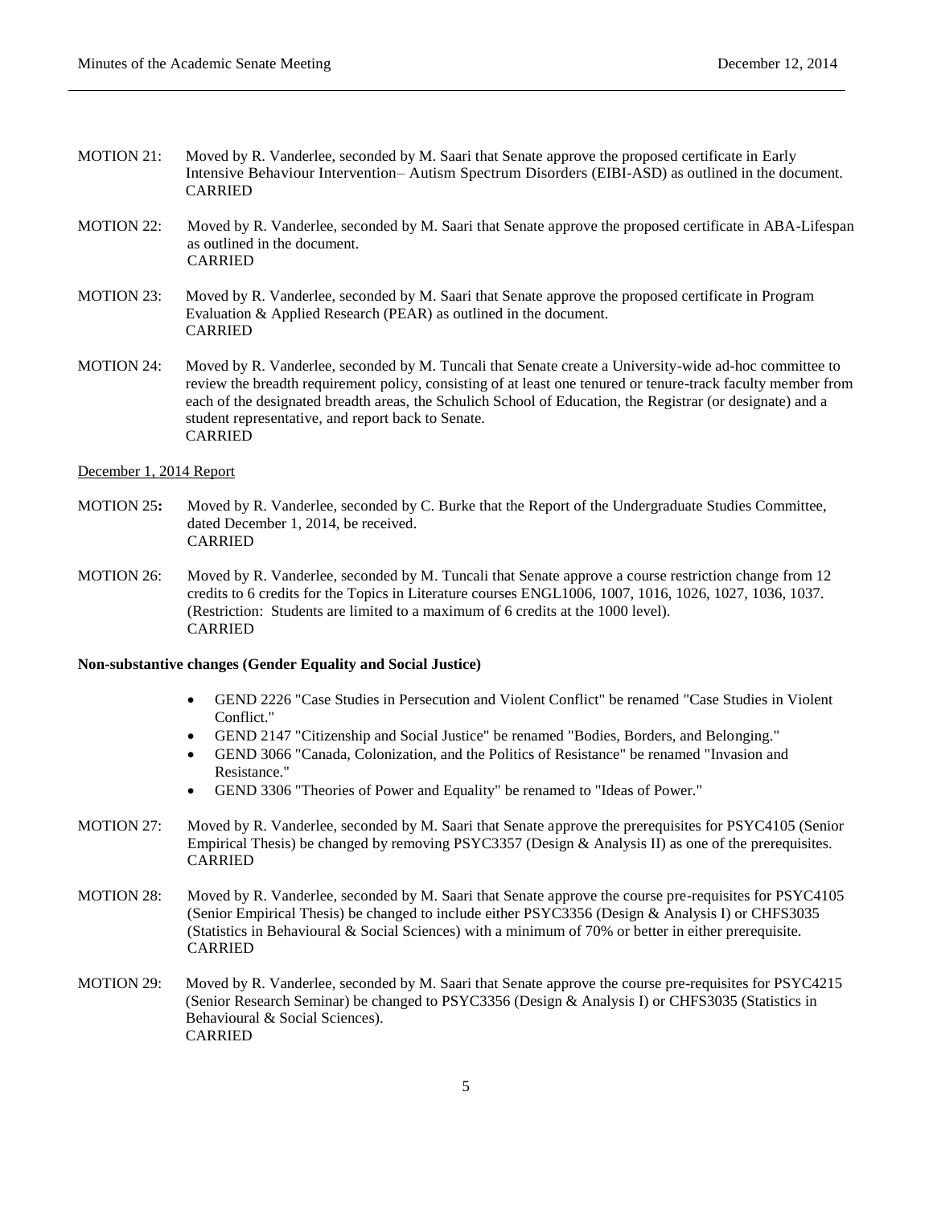MOTION 21: Moved by R. Vanderlee, seconded by M. Saari that Senate approve the proposed certificate in Early Intensive Behaviour Intervention– Autism Spectrum Disorders (EIBI-ASD) as outlined in the document.
CARRIED

MOTION 22: Moved by R. Vanderlee, seconded by M. Saari that Senate approve the proposed certificate in ABA-Lifespan as outlined in the document.
CARRIED

MOTION 23: Moved by R. Vanderlee, seconded by M. Saari that Senate approve the proposed certificate in Program Evaluation & Applied Research (PEAR) as outlined in the document.
CARRIED

MOTION 24: Moved by R. Vanderlee, seconded by M. Tuncali that Senate create a University-wide ad-hoc committee to review the breadth requirement policy, consisting of at least one tenured or tenure-track faculty member from each of the designated breadth areas, the Schulich School of Education, the Registrar (or designate) and a student representative, and report back to Senate.
CARRIED

December 1, 2014 Report

MOTION 25**:** Moved by R. Vanderlee, seconded by C. Burke that the Report of the Undergraduate Studies Committee, dated December 1, 2014, be received.
CARRIED

MOTION 26: Moved by R. Vanderlee, seconded by M. Tuncali that Senate approve a course restriction change from 12 credits to 6 credits for the Topics in Literature courses ENGL1006, 1007, 1016, 1026, 1027, 1036, 1037. (Restriction: Students are limited to a maximum of 6 credits at the 1000 level).
CARRIED

**Non-substantive changes (Gender Equality and Social Justice)**

- GEND 2226 "Case Studies in Persecution and Violent Conflict" be renamed "Case Studies in Violent Conflict."
- GEND 2147 "Citizenship and Social Justice" be renamed "Bodies, Borders, and Belonging."
- GEND 3066 "Canada, Colonization, and the Politics of Resistance" be renamed "Invasion and Resistance."
- GEND 3306 "Theories of Power and Equality" be renamed to "Ideas of Power."

MOTION 27: Moved by R. Vanderlee, seconded by M. Saari that Senate approve the prerequisites for PSYC4105 (Senior Empirical Thesis) be changed by removing PSYC3357 (Design & Analysis II) as one of the prerequisites.
CARRIED

MOTION 28: Moved by R. Vanderlee, seconded by M. Saari that Senate approve the course pre-requisites for PSYC4105 (Senior Empirical Thesis) be changed to include either PSYC3356 (Design & Analysis I) or CHFS3035 (Statistics in Behavioural & Social Sciences) with a minimum of 70% or better in either prerequisite.
CARRIED

MOTION 29: Moved by R. Vanderlee, seconded by M. Saari that Senate approve the course pre-requisites for PSYC4215 (Senior Research Seminar) be changed to PSYC3356 (Design & Analysis I) or CHFS3035 (Statistics in Behavioural & Social Sciences).
CARRIED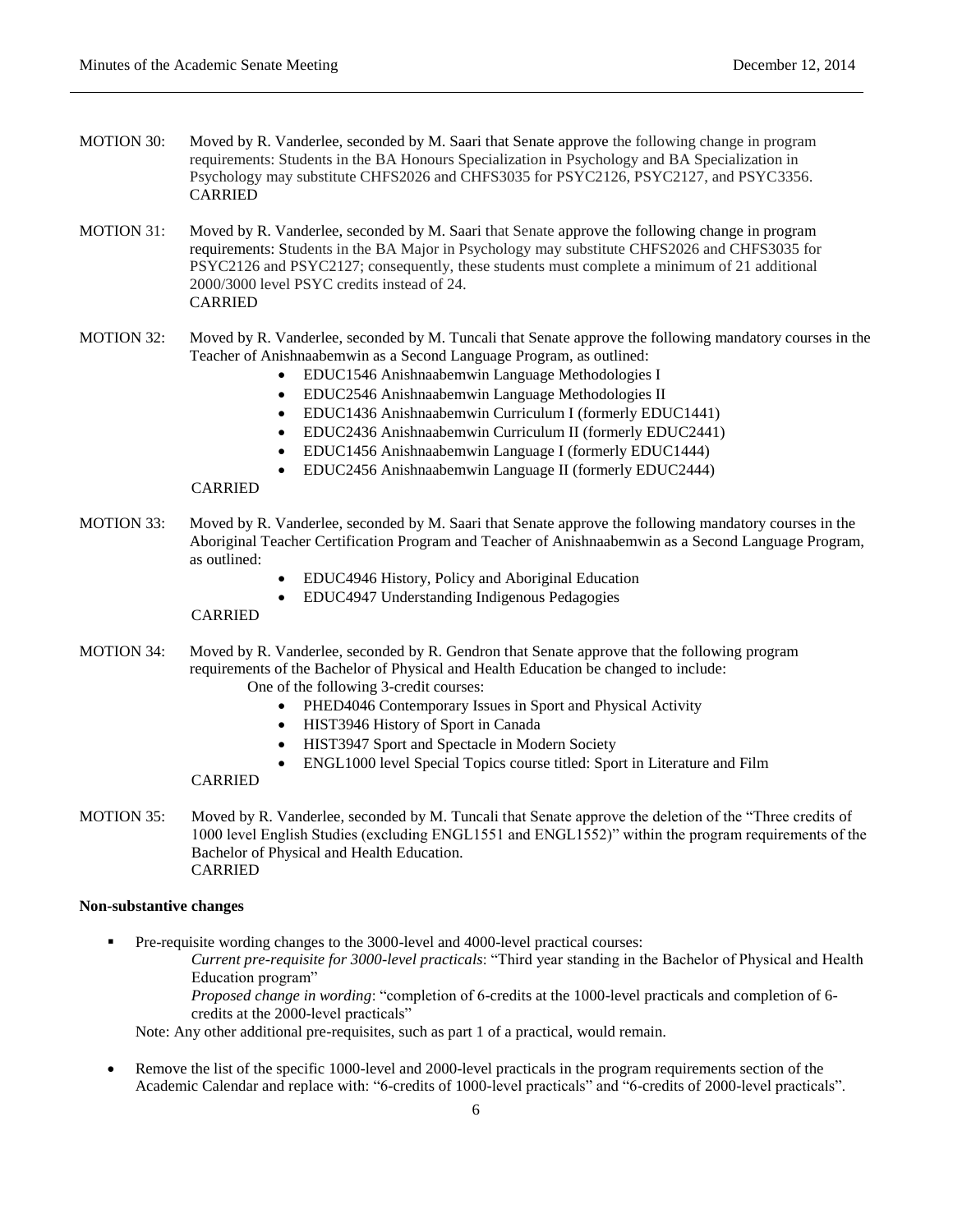MOTION 30: Moved by R. Vanderlee, seconded by M. Saari that Senate approve the following change in program requirements: Students in the BA Honours Specialization in Psychology and BA Specialization in Psychology may substitute CHFS2026 and CHFS3035 for PSYC2126, PSYC2127, and PSYC3356.
CARRIED

MOTION 31: Moved by R. Vanderlee, seconded by M. Saari that Senate approve the following change in program requirements: Students in the BA Major in Psychology may substitute CHFS2026 and CHFS3035 for PSYC2126 and PSYC2127; consequently, these students must complete a minimum of 21 additional 2000/3000 level PSYC credits instead of 24.
CARRIED

MOTION 32: Moved by R. Vanderlee, seconded by M. Tuncali that Senate approve the following mandatory courses in the Teacher of Anishnaabemwin as a Second Language Program, as outlined:

- EDUC1546 Anishnaabemwin Language Methodologies I
- EDUC2546 Anishnaabemwin Language Methodologies II
- EDUC1436 Anishnaabemwin Curriculum I (formerly EDUC1441)
- EDUC2436 Anishnaabemwin Curriculum II (formerly EDUC2441)
- EDUC1456 Anishnaabemwin Language I (formerly EDUC1444)
- EDUC2456 Anishnaabemwin Language II (formerly EDUC2444)

CARRIED

MOTION 33: Moved by R. Vanderlee, seconded by M. Saari that Senate approve the following mandatory courses in the Aboriginal Teacher Certification Program and Teacher of Anishnaabemwin as a Second Language Program, as outlined:

- EDUC4946 History, Policy and Aboriginal Education
- EDUC4947 Understanding Indigenous Pedagogies

CARRIED

MOTION 34: Moved by R. Vanderlee, seconded by R. Gendron that Senate approve that the following program requirements of the Bachelor of Physical and Health Education be changed to include:

One of the following 3-credit courses:

- PHED4046 Contemporary Issues in Sport and Physical Activity
- HIST3946 History of Sport in Canada
- HIST3947 Sport and Spectacle in Modern Society
- ENGL1000 level Special Topics course titled: Sport in Literature and Film

CARRIED

MOTION 35: Moved by R. Vanderlee, seconded by M. Tuncali that Senate approve the deletion of the "Three credits of 1000 level English Studies (excluding ENGL1551 and ENGL1552)" within the program requirements of the Bachelor of Physical and Health Education.
CARRIED

**Non-substantive changes**

- Pre-requisite wording changes to the 3000-level and 4000-level practical courses:
  *Current pre-requisite for 3000-level practicals*: "Third year standing in the Bachelor of Physical and Health Education program"
  *Proposed change in wording*: "completion of 6-credits at the 1000-level practicals and completion of 6-credits at the 2000-level practicals"
  Note: Any other additional pre-requisites, such as part 1 of a practical, would remain.

- Remove the list of the specific 1000-level and 2000-level practicals in the program requirements section of the Academic Calendar and replace with: "6-credits of 1000-level practicals" and "6-credits of 2000-level practicals".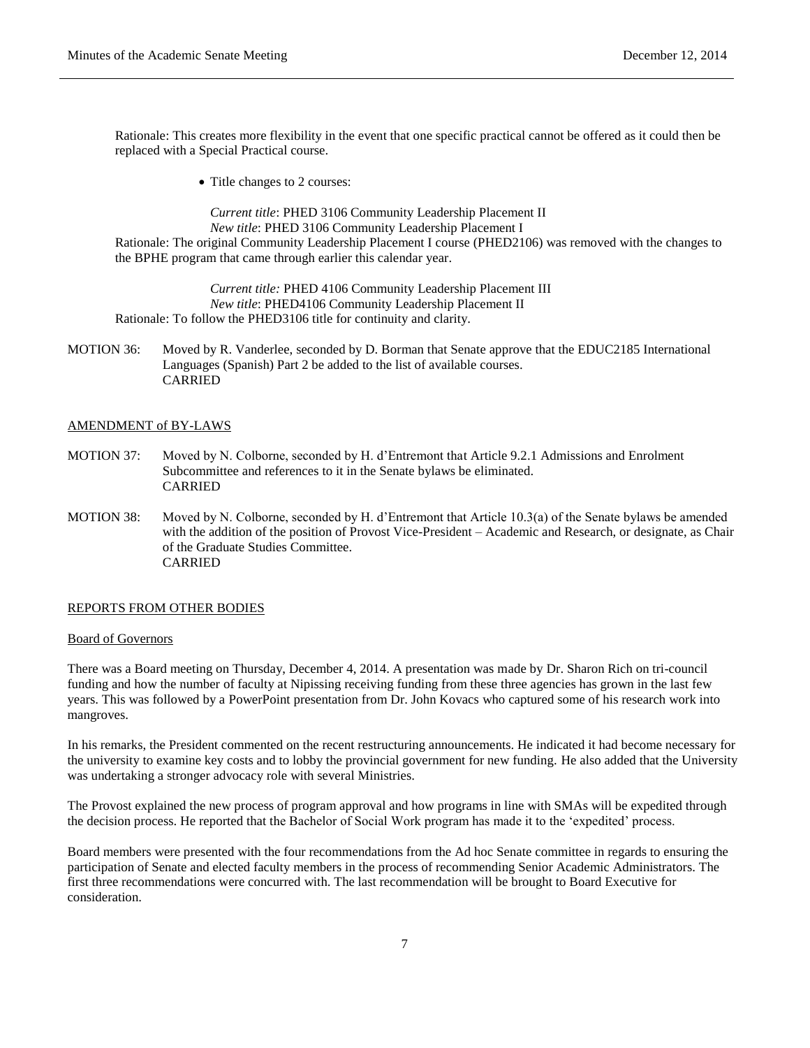Rationale: This creates more flexibility in the event that one specific practical cannot be offered as it could then be replaced with a Special Practical course.

- Title changes to 2 courses:

*Current title*: PHED 3106 Community Leadership Placement II
*New title*: PHED 3106 Community Leadership Placement I

Rationale: The original Community Leadership Placement I course (PHED2106) was removed with the changes to the BPHE program that came through earlier this calendar year.

*Current title:* PHED 4106 Community Leadership Placement III
*New title*: PHED4106 Community Leadership Placement II

Rationale: To follow the PHED3106 title for continuity and clarity.

MOTION 36: Moved by R. Vanderlee, seconded by D. Borman that Senate approve that the EDUC2185 International Languages (Spanish) Part 2 be added to the list of available courses.
CARRIED

## AMENDMENT of BY-LAWS

MOTION 37: Moved by N. Colborne, seconded by H. d'Entremont that Article 9.2.1 Admissions and Enrolment Subcommittee and references to it in the Senate bylaws be eliminated.
CARRIED

MOTION 38: Moved by N. Colborne, seconded by H. d'Entremont that Article 10.3(a) of the Senate bylaws be amended with the addition of the position of Provost Vice-President – Academic and Research, or designate, as Chair of the Graduate Studies Committee.
CARRIED

## REPORTS FROM OTHER BODIES

### Board of Governors

There was a Board meeting on Thursday, December 4, 2014. A presentation was made by Dr. Sharon Rich on tri-council funding and how the number of faculty at Nipissing receiving funding from these three agencies has grown in the last few years. This was followed by a PowerPoint presentation from Dr. John Kovacs who captured some of his research work into mangroves.

In his remarks, the President commented on the recent restructuring announcements. He indicated it had become necessary for the university to examine key costs and to lobby the provincial government for new funding. He also added that the University was undertaking a stronger advocacy role with several Ministries.

The Provost explained the new process of program approval and how programs in line with SMAs will be expedited through the decision process. He reported that the Bachelor of Social Work program has made it to the 'expedited' process.

Board members were presented with the four recommendations from the Ad hoc Senate committee in regards to ensuring the participation of Senate and elected faculty members in the process of recommending Senior Academic Administrators. The first three recommendations were concurred with. The last recommendation will be brought to Board Executive for consideration.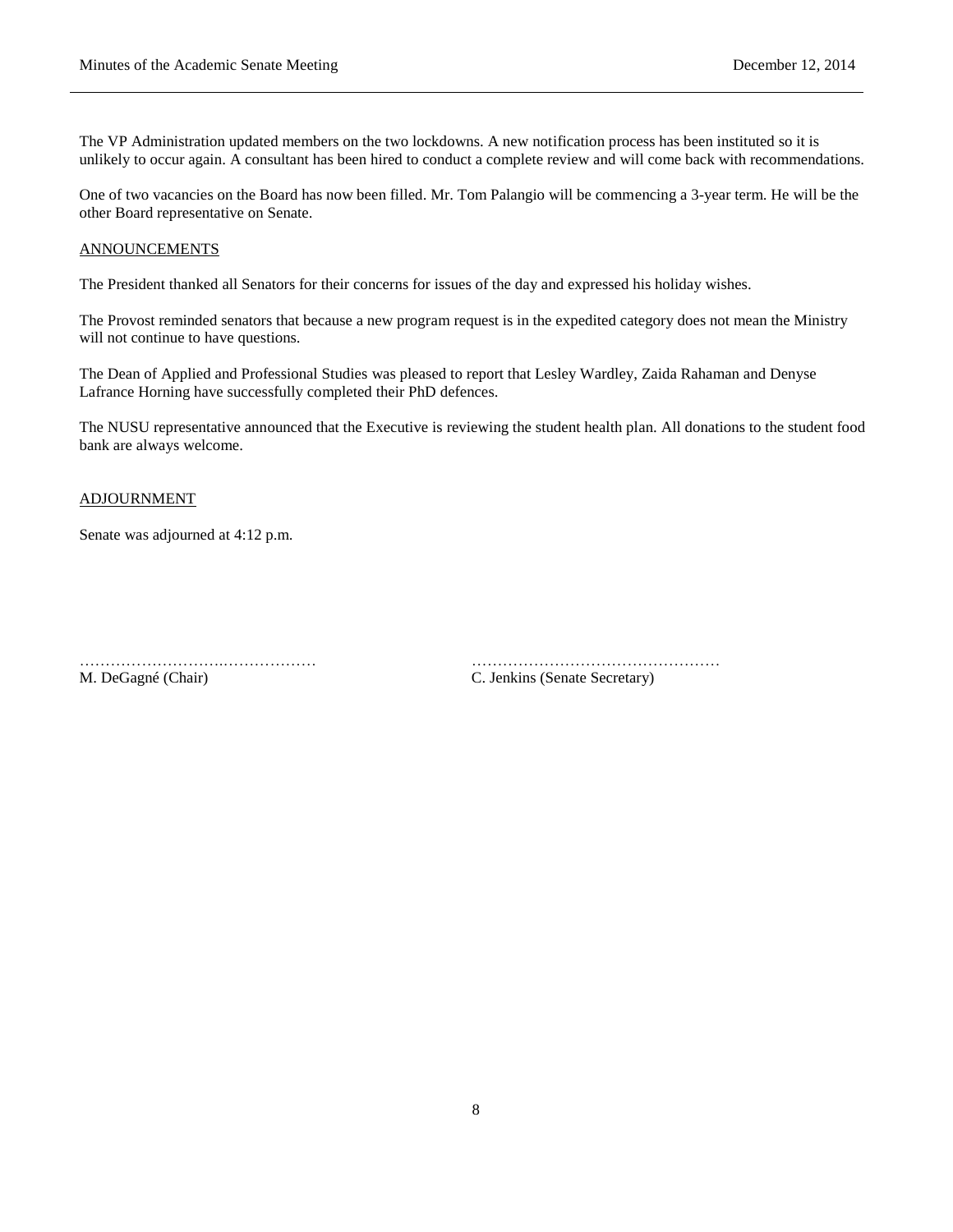The VP Administration updated members on the two lockdowns. A new notification process has been instituted so it is unlikely to occur again. A consultant has been hired to conduct a complete review and will come back with recommendations.

One of two vacancies on the Board has now been filled. Mr. Tom Palangio will be commencing a 3-year term. He will be the other Board representative on Senate.

ANNOUNCEMENTS

The President thanked all Senators for their concerns for issues of the day and expressed his holiday wishes.

The Provost reminded senators that because a new program request is in the expedited category does not mean the Ministry will not continue to have questions.

The Dean of Applied and Professional Studies was pleased to report that Lesley Wardley, Zaida Rahaman and Denyse Lafrance Horning have successfully completed their PhD defences.

The NUSU representative announced that the Executive is reviewing the student health plan. All donations to the student food bank are always welcome.

ADJOURNMENT

Senate was adjourned at 4:12 p.m.

……………………………………… ……………………………………………

M. DeGagné (Chair) C. Jenkins (Senate Secretary)